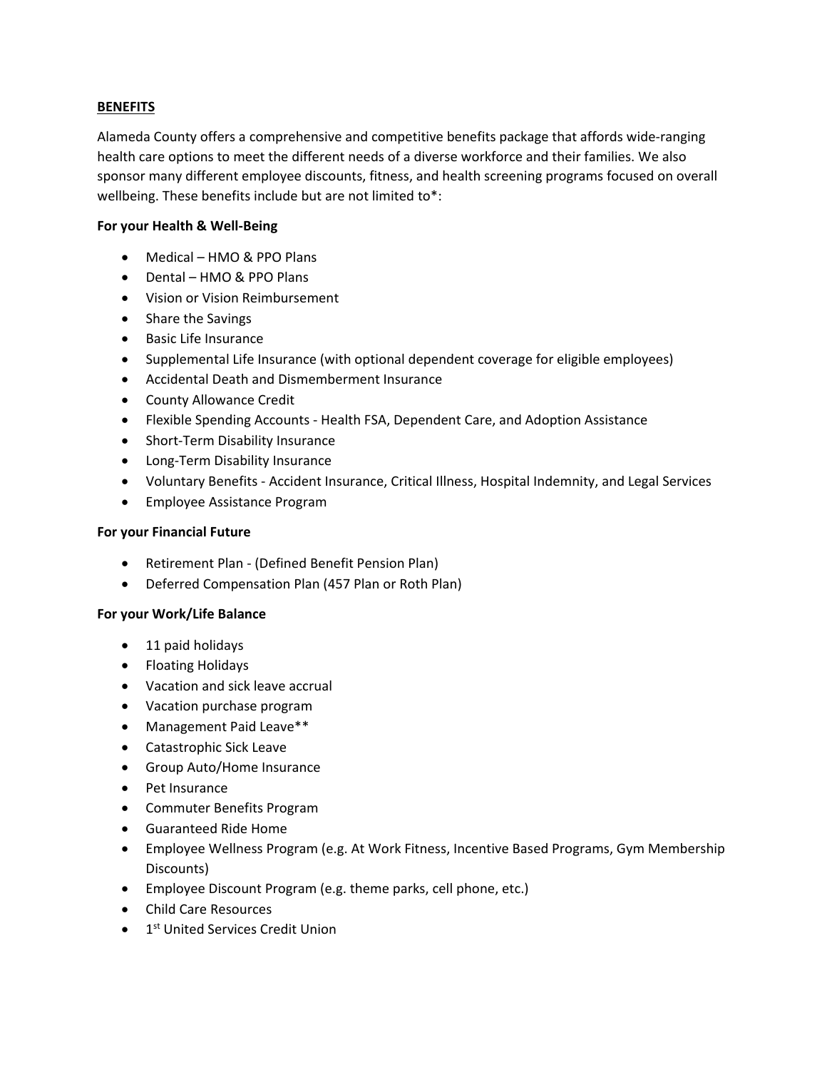## BENEFITS

Alameda County offers a comprehensive and competitive benefits package that affords wide-ranging health care options to meet the different needs of a diverse workforce and their families. We also sponsor many different employee discounts, fitness, and health screening programs focused on overall wellbeing. These benefits include but are not limited to*:

**For your Health & Well-Being**

- Medical – HMO & PPO Plans
- Dental – HMO & PPO Plans
- Vision or Vision Reimbursement
- Share the Savings
- Basic Life Insurance
- Supplemental Life Insurance (with optional dependent coverage for eligible employees)
- Accidental Death and Dismemberment Insurance
- County Allowance Credit
- Flexible Spending Accounts - Health FSA, Dependent Care, and Adoption Assistance
- Short-Term Disability Insurance
- Long-Term Disability Insurance
- Voluntary Benefits - Accident Insurance, Critical Illness, Hospital Indemnity, and Legal Services
- Employee Assistance Program

**For your Financial Future**

- Retirement Plan - (Defined Benefit Pension Plan)
- Deferred Compensation Plan (457 Plan or Roth Plan)

**For your Work/Life Balance**

- 11 paid holidays
- Floating Holidays
- Vacation and sick leave accrual
- Vacation purchase program
- Management Paid Leave**
- Catastrophic Sick Leave
- Group Auto/Home Insurance
- Pet Insurance
- Commuter Benefits Program
- Guaranteed Ride Home
- Employee Wellness Program (e.g. At Work Fitness, Incentive Based Programs, Gym Membership Discounts)
- Employee Discount Program (e.g. theme parks, cell phone, etc.)
- Child Care Resources
- 1st United Services Credit Union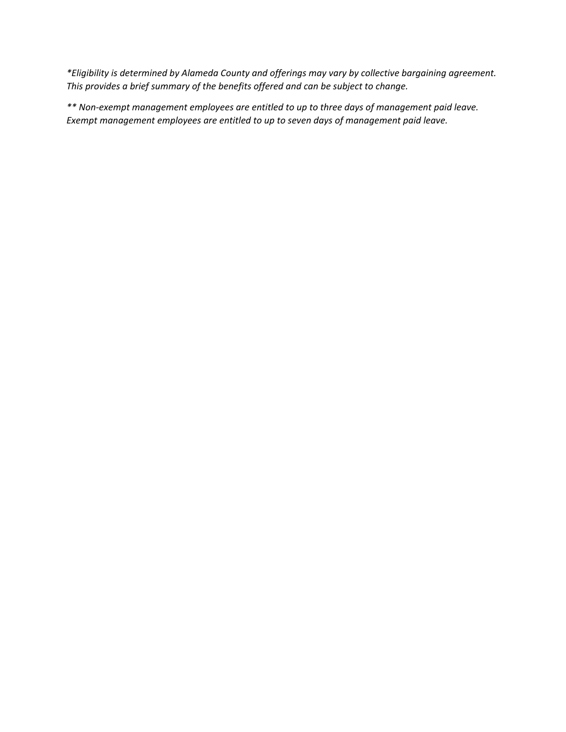*\*Eligibility is determined by Alameda County and offerings may vary by collective bargaining agreement. This provides a brief summary of the benefits offered and can be subject to change.*

*\*\* Non-exempt management employees are entitled to up to three days of management paid leave. Exempt management employees are entitled to up to seven days of management paid leave.*